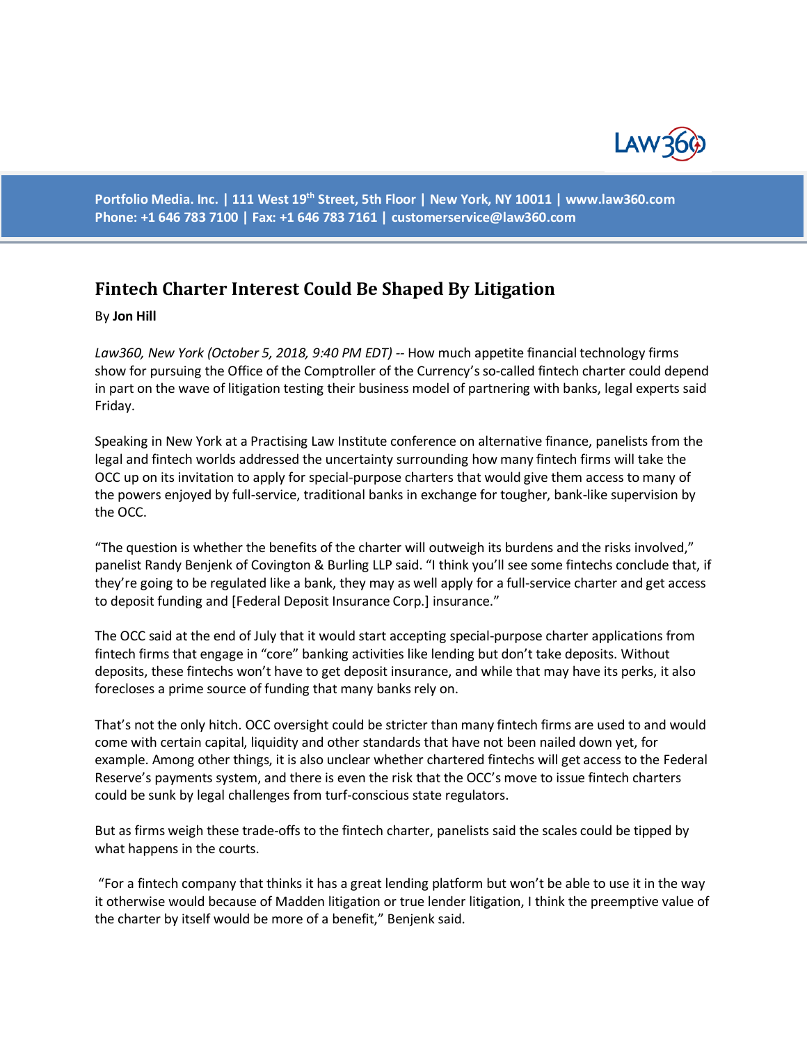Portfolio Media. Inc. | 111 West 19th Street, 5th Floor | New York, NY 10011 | www.law360.com
Phone: +1 646 783 7100 | Fax: +1 646 783 7161 | customerservice@law360.com

# Fintech Charter Interest Could Be Shaped By Litigation

By **Jon Hill**

*Law360, New York (October 5, 2018, 9:40 PM EDT)* -- How much appetite financial technology firms show for pursuing the Office of the Comptroller of the Currency's so-called fintech charter could depend in part on the wave of litigation testing their business model of partnering with banks, legal experts said Friday.

Speaking in New York at a Practising Law Institute conference on alternative finance, panelists from the legal and fintech worlds addressed the uncertainty surrounding how many fintech firms will take the OCC up on its invitation to apply for special-purpose charters that would give them access to many of the powers enjoyed by full-service, traditional banks in exchange for tougher, bank-like supervision by the OCC.

"The question is whether the benefits of the charter will outweigh its burdens and the risks involved," panelist Randy Benjenk of Covington & Burling LLP said. "I think you'll see some fintechs conclude that, if they're going to be regulated like a bank, they may as well apply for a full-service charter and get access to deposit funding and [Federal Deposit Insurance Corp.] insurance."

The OCC said at the end of July that it would start accepting special-purpose charter applications from fintech firms that engage in "core" banking activities like lending but don't take deposits. Without deposits, these fintechs won't have to get deposit insurance, and while that may have its perks, it also forecloses a prime source of funding that many banks rely on.

That's not the only hitch. OCC oversight could be stricter than many fintech firms are used to and would come with certain capital, liquidity and other standards that have not been nailed down yet, for example. Among other things, it is also unclear whether chartered fintechs will get access to the Federal Reserve's payments system, and there is even the risk that the OCC's move to issue fintech charters could be sunk by legal challenges from turf-conscious state regulators.

But as firms weigh these trade-offs to the fintech charter, panelists said the scales could be tipped by what happens in the courts.

"For a fintech company that thinks it has a great lending platform but won't be able to use it in the way it otherwise would because of Madden litigation or true lender litigation, I think the preemptive value of the charter by itself would be more of a benefit," Benjenk said.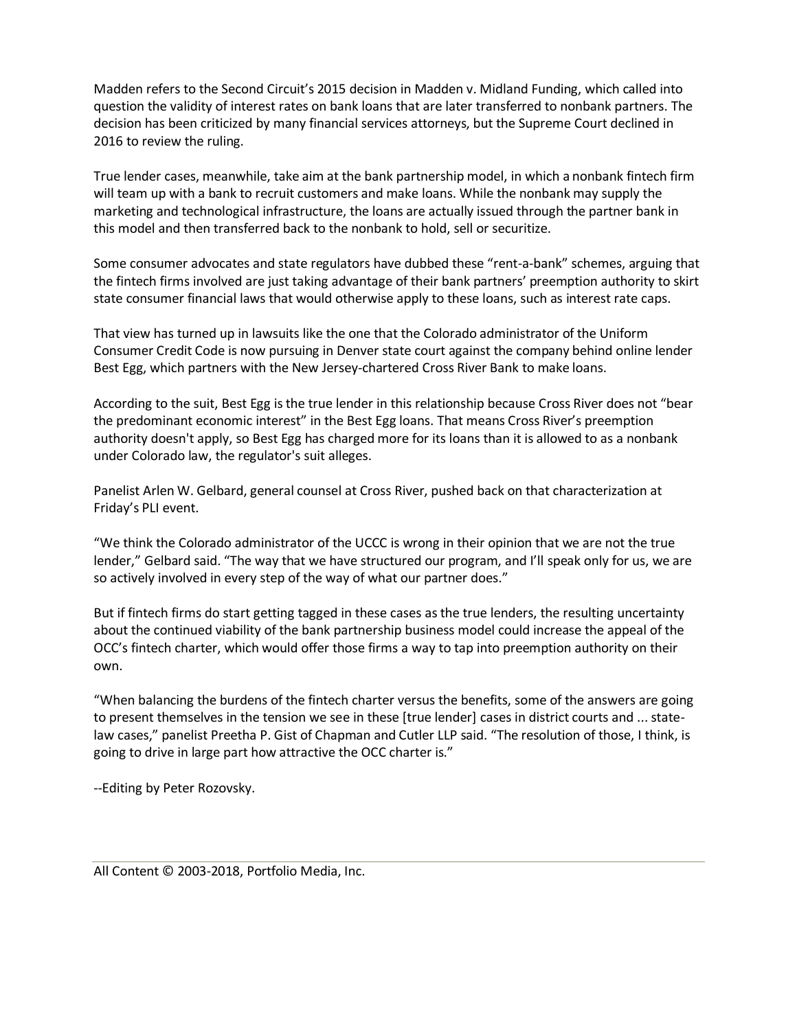Madden refers to the Second Circuit's 2015 decision in Madden v. Midland Funding, which called into question the validity of interest rates on bank loans that are later transferred to nonbank partners. The decision has been criticized by many financial services attorneys, but the Supreme Court declined in 2016 to review the ruling.

True lender cases, meanwhile, take aim at the bank partnership model, in which a nonbank fintech firm will team up with a bank to recruit customers and make loans. While the nonbank may supply the marketing and technological infrastructure, the loans are actually issued through the partner bank in this model and then transferred back to the nonbank to hold, sell or securitize.

Some consumer advocates and state regulators have dubbed these "rent-a-bank" schemes, arguing that the fintech firms involved are just taking advantage of their bank partners' preemption authority to skirt state consumer financial laws that would otherwise apply to these loans, such as interest rate caps.

That view has turned up in lawsuits like the one that the Colorado administrator of the Uniform Consumer Credit Code is now pursuing in Denver state court against the company behind online lender Best Egg, which partners with the New Jersey-chartered Cross River Bank to make loans.

According to the suit, Best Egg is the true lender in this relationship because Cross River does not "bear the predominant economic interest" in the Best Egg loans. That means Cross River's preemption authority doesn't apply, so Best Egg has charged more for its loans than it is allowed to as a nonbank under Colorado law, the regulator's suit alleges.

Panelist Arlen W. Gelbard, general counsel at Cross River, pushed back on that characterization at Friday's PLI event.

"We think the Colorado administrator of the UCCC is wrong in their opinion that we are not the true lender," Gelbard said. "The way that we have structured our program, and I'll speak only for us, we are so actively involved in every step of the way of what our partner does."

But if fintech firms do start getting tagged in these cases as the true lenders, the resulting uncertainty about the continued viability of the bank partnership business model could increase the appeal of the OCC's fintech charter, which would offer those firms a way to tap into preemption authority on their own.

"When balancing the burdens of the fintech charter versus the benefits, some of the answers are going to present themselves in the tension we see in these [true lender] cases in district courts and ... state-law cases," panelist Preetha P. Gist of Chapman and Cutler LLP said. "The resolution of those, I think, is going to drive in large part how attractive the OCC charter is."

--Editing by Peter Rozovsky.

All Content © 2003-2018, Portfolio Media, Inc.